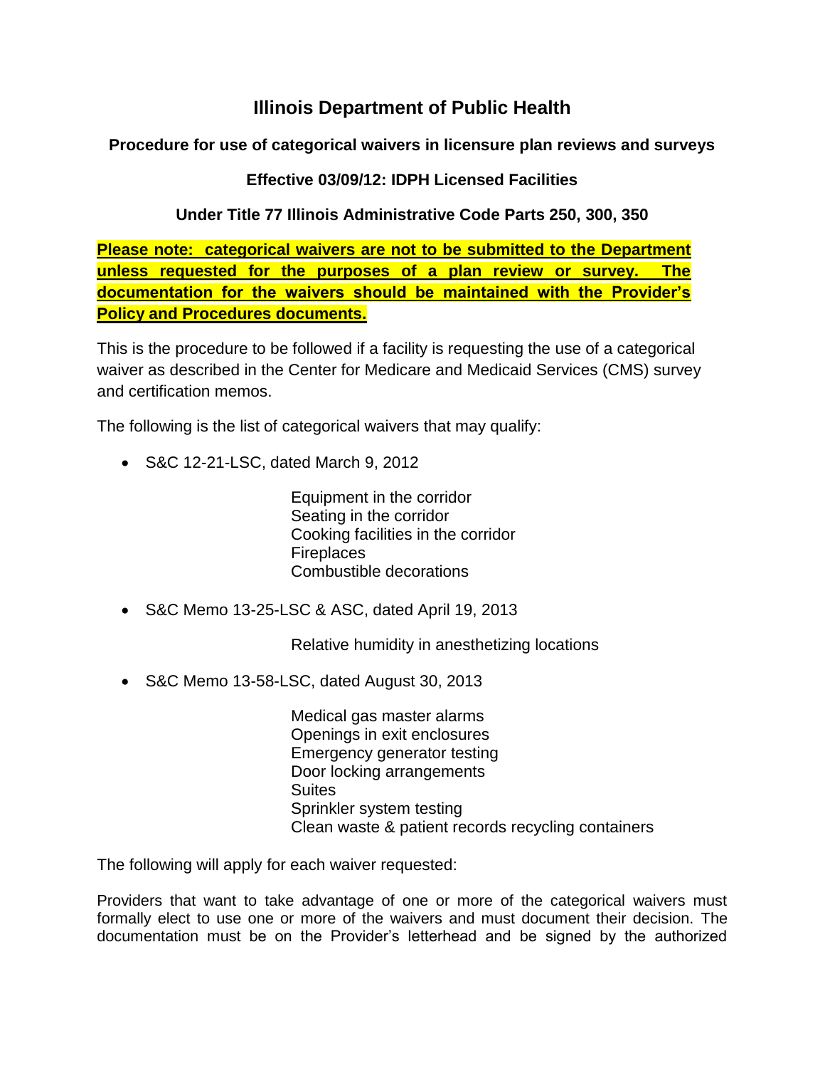# Illinois Department of Public Health

**Procedure for use of categorical waivers in licensure plan reviews and surveys**

**Effective 03/09/12: IDPH Licensed Facilities**

**Under Title 77 Illinois Administrative Code Parts 250, 300, 350**

**Please note: categorical waivers are not to be submitted to the Department unless requested for the purposes of a plan review or survey. The documentation for the waivers should be maintained with the Provider's Policy and Procedures documents.**

This is the procedure to be followed if a facility is requesting the use of a categorical waiver as described in the Center for Medicare and Medicaid Services (CMS) survey and certification memos.

The following is the list of categorical waivers that may qualify:

- S&C 12-21-LSC, dated March 9, 2012

  Equipment in the corridor
  Seating in the corridor
  Cooking facilities in the corridor
  Fireplaces
  Combustible decorations

- S&C Memo 13-25-LSC & ASC, dated April 19, 2013

  Relative humidity in anesthetizing locations

- S&C Memo 13-58-LSC, dated August 30, 2013

  Medical gas master alarms
  Openings in exit enclosures
  Emergency generator testing
  Door locking arrangements
  Suites
  Sprinkler system testing
  Clean waste & patient records recycling containers

The following will apply for each waiver requested:

Providers that want to take advantage of one or more of the categorical waivers must formally elect to use one or more of the waivers and must document their decision. The documentation must be on the Provider's letterhead and be signed by the authorized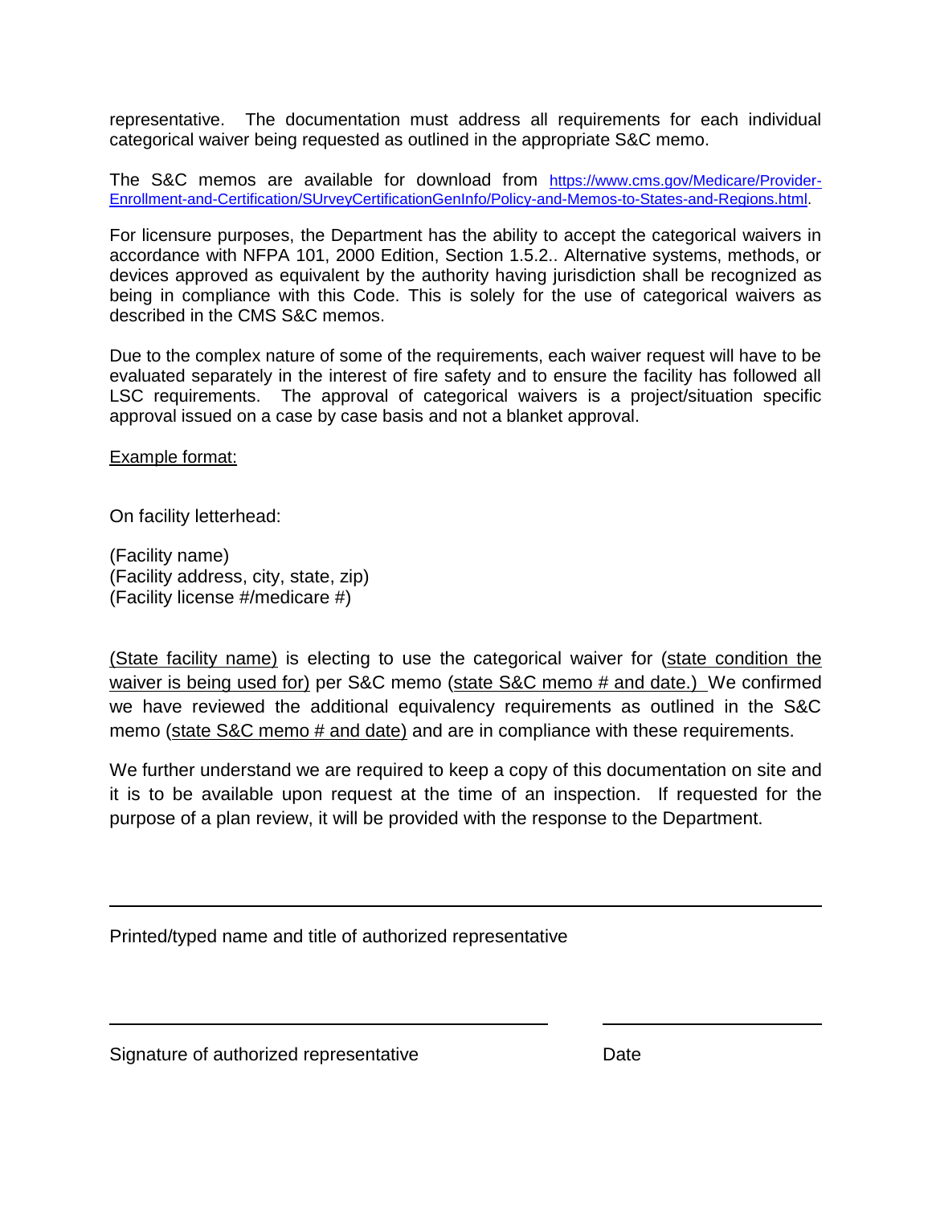representative. The documentation must address all requirements for each individual categorical waiver being requested as outlined in the appropriate S&C memo.

The S&C memos are available for download from https://www.cms.gov/Medicare/Provider-Enrollment-and-Certification/SUrveyCertificationGenInfo/Policy-and-Memos-to-States-and-Regions.html.

For licensure purposes, the Department has the ability to accept the categorical waivers in accordance with NFPA 101, 2000 Edition, Section 1.5.2.. Alternative systems, methods, or devices approved as equivalent by the authority having jurisdiction shall be recognized as being in compliance with this Code. This is solely for the use of categorical waivers as described in the CMS S&C memos.

Due to the complex nature of some of the requirements, each waiver request will have to be evaluated separately in the interest of fire safety and to ensure the facility has followed all LSC requirements. The approval of categorical waivers is a project/situation specific approval issued on a case by case basis and not a blanket approval.

<u>Example format:</u>

On facility letterhead:

(Facility name)
(Facility address, city, state, zip)
(Facility license #/medicare #)

<u>(State facility name)</u> is electing to use the categorical waiver for (<u>state condition the waiver is being used for)</u> per S&C memo (<u>state S&C memo # and date.)</u> We confirmed we have reviewed the additional equivalency requirements as outlined in the S&C memo (<u>state S&C memo # and date)</u> and are in compliance with these requirements.

We further understand we are required to keep a copy of this documentation on site and it is to be available upon request at the time of an inspection. If requested for the purpose of a plan review, it will be provided with the response to the Department.

\_\_\_\_\_\_\_\_\_\_\_\_\_\_\_\_\_\_\_\_\_\_\_\_\_\_\_\_\_\_\_\_\_\_\_\_\_\_\_\_\_\_\_\_\_\_\_\_\_\_\_\_\_\_\_\_

Printed/typed name and title of authorized representative

\_\_\_\_\_\_\_\_\_\_\_\_\_\_\_\_\_\_\_\_\_\_\_\_\_\_\_\_\_\_\_\_\_\_\_\_\_\_ \_\_\_\_\_\_\_\_\_\_\_\_\_\_\_\_\_\_\_\_

Signature of authorized representative Date